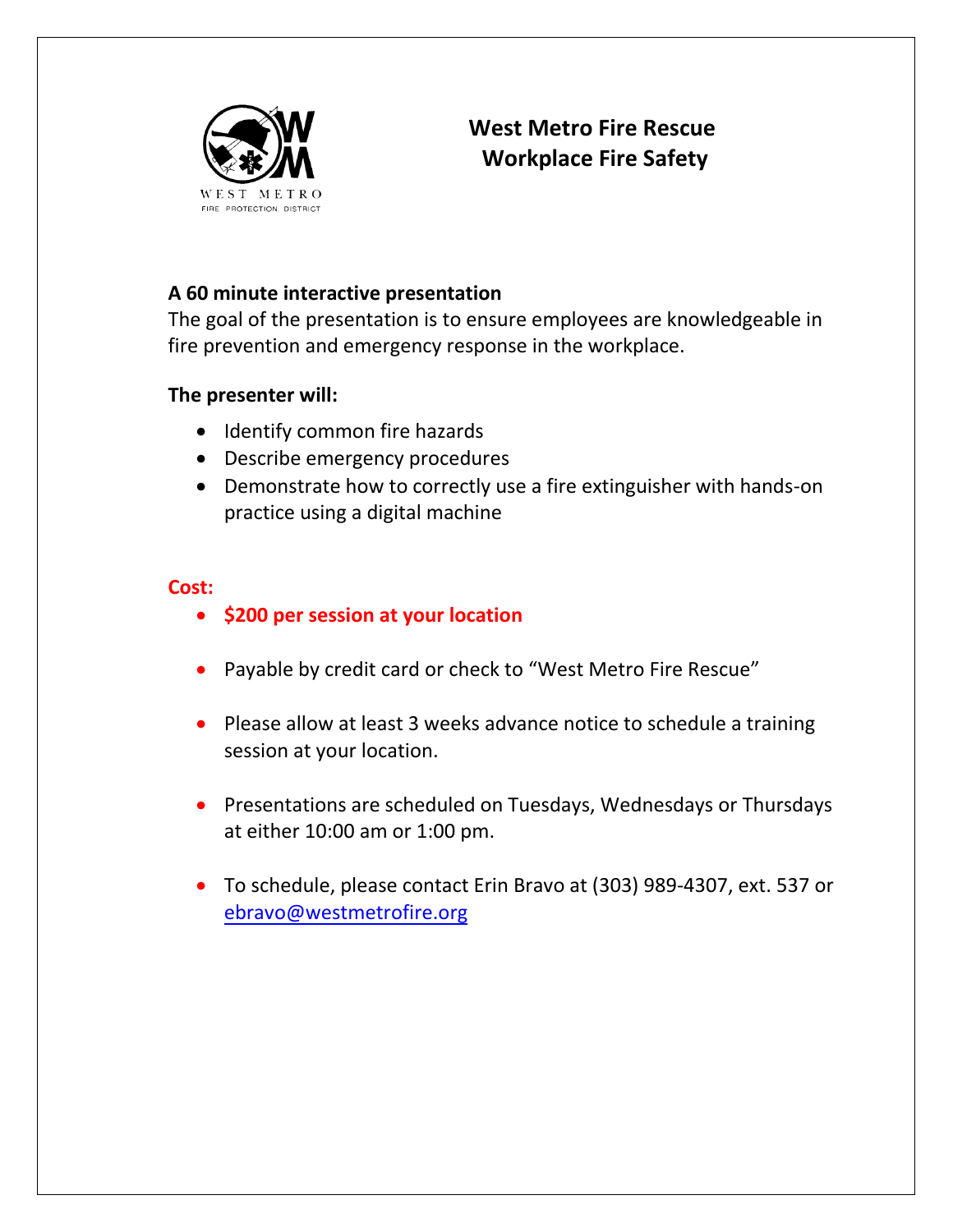# West Metro Fire Rescue
# Workplace Fire Safety

**A 60 minute interactive presentation**

The goal of the presentation is to ensure employees are knowledgeable in fire prevention and emergency response in the workplace.

**The presenter will:**

- Identify common fire hazards
- Describe emergency procedures
- Demonstrate how to correctly use a fire extinguisher with hands-on practice using a digital machine

**Cost:**

- **$200 per session at your location**

- Payable by credit card or check to "West Metro Fire Rescue"

- Please allow at least 3 weeks advance notice to schedule a training session at your location.

- Presentations are scheduled on Tuesdays, Wednesdays or Thursdays at either 10:00 am or 1:00 pm.

- To schedule, please contact Erin Bravo at (303) 989-4307, ext. 537 or ebravo@westmetrofire.org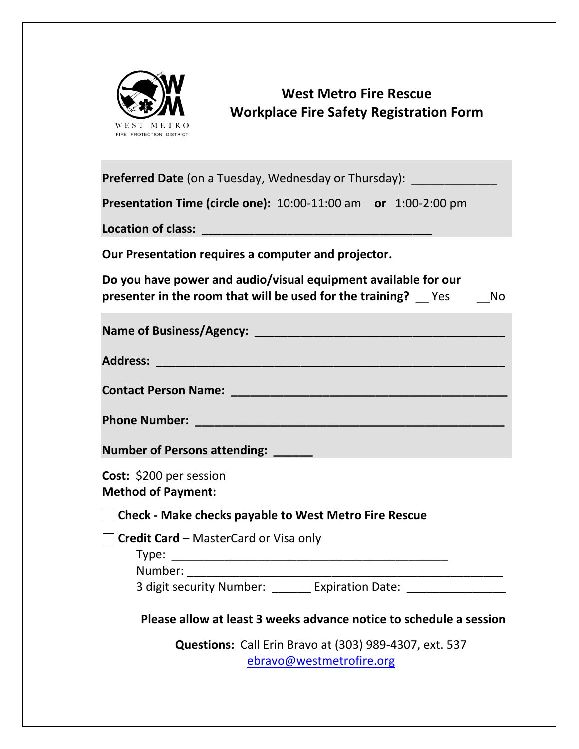WEST METRO
FIRE PROTECTION DISTRICT

# West Metro Fire Rescue
## Workplace Fire Safety Registration Form

**Preferred Date** (on a Tuesday, Wednesday or Thursday): _____________

**Presentation Time (circle one):** 10:00-11:00 am **or** 1:00-2:00 pm

**Location of class:** ___________________________________

**Our Presentation requires a computer and projector.**

**Do you have power and audio/visual equipment available for our presenter in the room that will be used for the training?** __ Yes __No

**Name of Business/Agency:** ______________________________________

**Address:** _____________________________________________________

**Contact Person Name:** __________________________________________

**Phone Number:** ______________________________________________

**Number of Persons attending:** ______

**Cost:** $200 per session
**Method of Payment:**

☐ **Check - Make checks payable to West Metro Fire Rescue**

☐ **Credit Card** – MasterCard or Visa only
Type: __________________________________________
Number: ________________________________________________
3 digit security Number: ______ Expiration Date: _______________

**Please allow at least 3 weeks advance notice to schedule a session**

**Questions:** Call Erin Bravo at (303) 989-4307, ext. 537
ebravo@westmetrofire.org